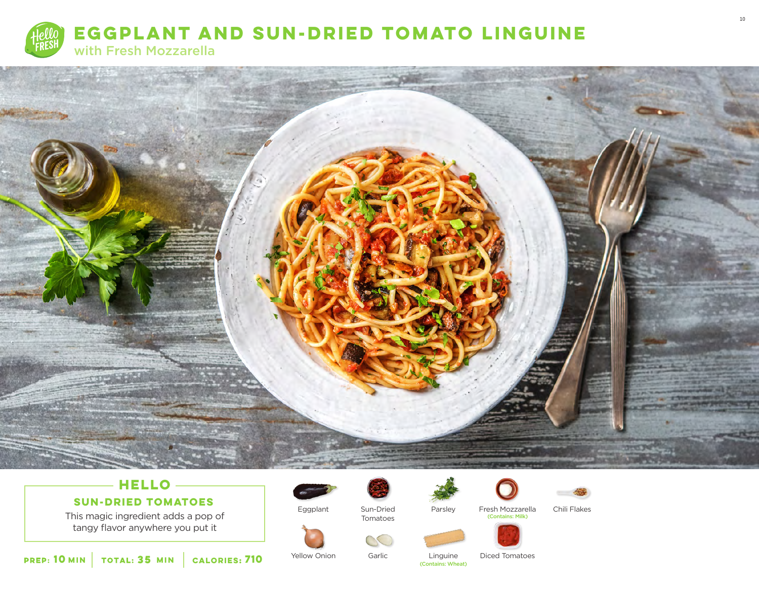# EGGPLANT AND SUN-DRIED TOMATO LINGUINE

## with Fresh Mozzarella

### HELLO

**SUN-DRIED TOMATOES**

This magic ingredient adds a pop of tangy flavor anywhere you put it

**PREP: 10 MIN** | **TOTAL: 35 MIN** | **CALORIES: 710**

- Eggplant
- Sun-Dried Tomatoes
- Parsley
- Fresh Mozzarella (Contains: Milk)
- Chili Flakes
- Yellow Onion
- Garlic
- Linguine (Contains: Wheat)
- Diced Tomatoes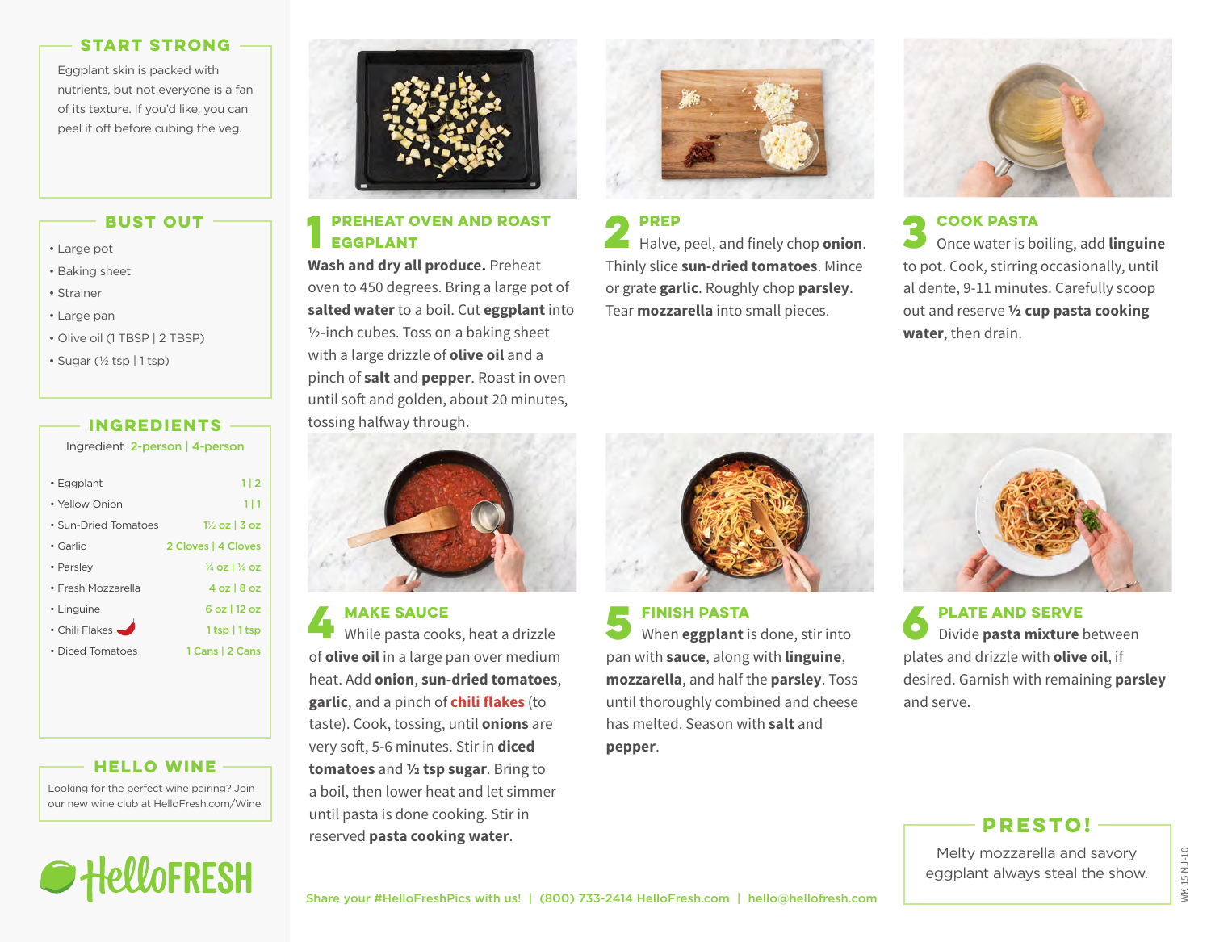## START STRONG

Eggplant skin is packed with nutrients, but not everyone is a fan of its texture. If you'd like, you can peel it off before cubing the veg.

## BUST OUT

- Large pot
- Baking sheet
- Strainer
- Large pan
- Olive oil (1 TBSP | 2 TBSP)
- Sugar (½ tsp | 1 tsp)

## INGREDIENTS

| Ingredient | 2-person \| 4-person |
|---|---|
| Eggplant | 1 \| 2 |
| Yellow Onion | 1 \| 1 |
| Sun-Dried Tomatoes | 1½ oz \| 3 oz |
| Garlic | 2 Cloves \| 4 Cloves |
| Parsley | ¼ oz \| ¼ oz |
| Fresh Mozzarella | 4 oz \| 8 oz |
| Linguine | 6 oz \| 12 oz |
| Chili Flakes | 1 tsp \| 1 tsp |
| Diced Tomatoes | 1 Cans \| 2 Cans |

## HELLO WINE

Looking for the perfect wine pairing? Join our new wine club at HelloFresh.com/Wine

HelloFRESH

## 1 PREHEAT OVEN AND ROAST EGGPLANT

**Wash and dry all produce.** Preheat oven to 450 degrees. Bring a large pot of **salted water** to a boil. Cut **eggplant** into ½-inch cubes. Toss on a baking sheet with a large drizzle of **olive oil** and a pinch of **salt** and **pepper**. Roast in oven until soft and golden, about 20 minutes, tossing halfway through.

## 2 PREP

Halve, peel, and finely chop **onion**. Thinly slice **sun-dried tomatoes**. Mince or grate **garlic**. Roughly chop **parsley**. Tear **mozzarella** into small pieces.

## 3 COOK PASTA

Once water is boiling, add **linguine** to pot. Cook, stirring occasionally, until al dente, 9-11 minutes. Carefully scoop out and reserve **½ cup pasta cooking water**, then drain.

## 4 MAKE SAUCE

While pasta cooks, heat a drizzle of **olive oil** in a large pan over medium heat. Add **onion**, **sun-dried tomatoes**, **garlic**, and a pinch of **chili flakes** (to taste). Cook, tossing, until **onions** are very soft, 5-6 minutes. Stir in **diced tomatoes** and **½ tsp sugar**. Bring to a boil, then lower heat and let simmer until pasta is done cooking. Stir in reserved **pasta cooking water**.

## 5 FINISH PASTA

When **eggplant** is done, stir into pan with **sauce**, along with **linguine**, **mozzarella**, and half the **parsley**. Toss until thoroughly combined and cheese has melted. Season with **salt** and **pepper**.

## 6 PLATE AND SERVE

Divide **pasta mixture** between plates and drizzle with **olive oil**, if desired. Garnish with remaining **parsley** and serve.

## PRESTO!

Melty mozzarella and savory eggplant always steal the show.

Share your #HelloFreshPics with us! | (800) 733-2414 HelloFresh.com | hello@hellofresh.com

WK 15 NJ-10